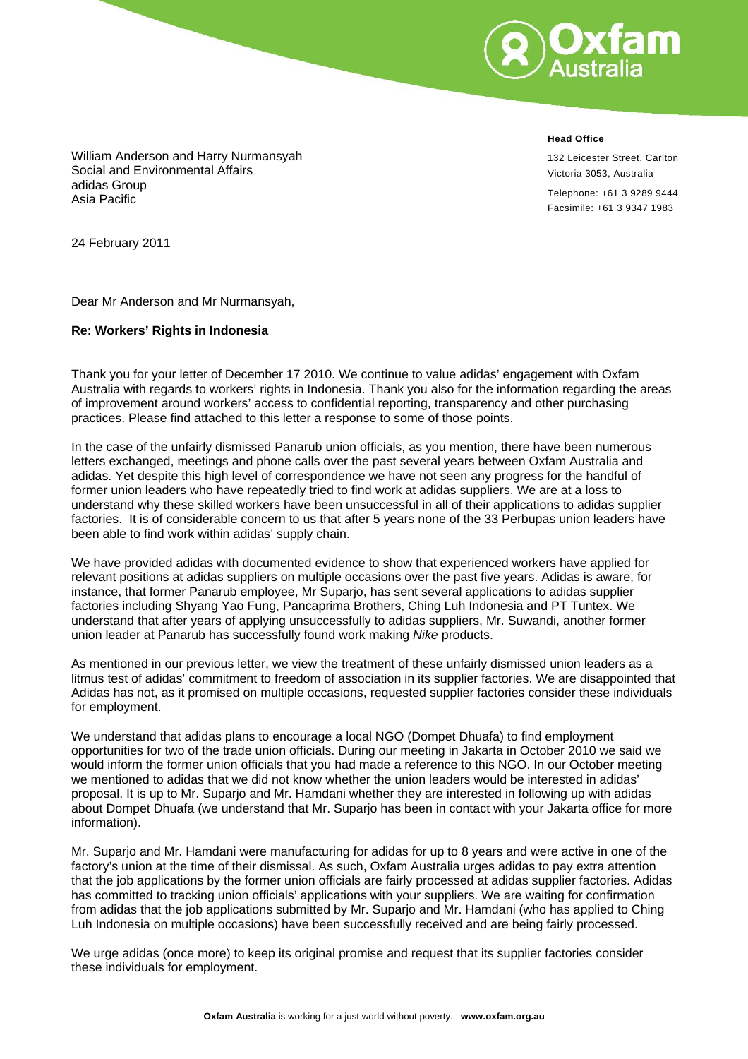**Head Office**

132 Leicester Street, Carlton
Victoria 3053, Australia

Telephone: +61 3 9289 9444
Facsimile: +61 3 9347 1983

William Anderson and Harry Nurmansyah
Social and Environmental Affairs
adidas Group
Asia Pacific

24 February 2011

Dear Mr Anderson and Mr Nurmansyah,

**Re: Workers' Rights in Indonesia**

Thank you for your letter of December 17 2010. We continue to value adidas' engagement with Oxfam Australia with regards to workers' rights in Indonesia. Thank you also for the information regarding the areas of improvement around workers' access to confidential reporting, transparency and other purchasing practices. Please find attached to this letter a response to some of those points.

In the case of the unfairly dismissed Panarub union officials, as you mention, there have been numerous letters exchanged, meetings and phone calls over the past several years between Oxfam Australia and adidas. Yet despite this high level of correspondence we have not seen any progress for the handful of former union leaders who have repeatedly tried to find work at adidas suppliers. We are at a loss to understand why these skilled workers have been unsuccessful in all of their applications to adidas supplier factories. It is of considerable concern to us that after 5 years none of the 33 Perbupas union leaders have been able to find work within adidas' supply chain.

We have provided adidas with documented evidence to show that experienced workers have applied for relevant positions at adidas suppliers on multiple occasions over the past five years. Adidas is aware, for instance, that former Panarub employee, Mr Suparjo, has sent several applications to adidas supplier factories including Shyang Yao Fung, Pancaprima Brothers, Ching Luh Indonesia and PT Tuntex. We understand that after years of applying unsuccessfully to adidas suppliers, Mr. Suwandi, another former union leader at Panarub has successfully found work making *Nike* products.

As mentioned in our previous letter, we view the treatment of these unfairly dismissed union leaders as a litmus test of adidas' commitment to freedom of association in its supplier factories. We are disappointed that Adidas has not, as it promised on multiple occasions, requested supplier factories consider these individuals for employment.

We understand that adidas plans to encourage a local NGO (Dompet Dhuafa) to find employment opportunities for two of the trade union officials. During our meeting in Jakarta in October 2010 we said we would inform the former union officials that you had made a reference to this NGO. In our October meeting we mentioned to adidas that we did not know whether the union leaders would be interested in adidas' proposal. It is up to Mr. Suparjo and Mr. Hamdani whether they are interested in following up with adidas about Dompet Dhuafa (we understand that Mr. Suparjo has been in contact with your Jakarta office for more information).

Mr. Suparjo and Mr. Hamdani were manufacturing for adidas for up to 8 years and were active in one of the factory's union at the time of their dismissal. As such, Oxfam Australia urges adidas to pay extra attention that the job applications by the former union officials are fairly processed at adidas supplier factories. Adidas has committed to tracking union officials' applications with your suppliers. We are waiting for confirmation from adidas that the job applications submitted by Mr. Suparjo and Mr. Hamdani (who has applied to Ching Luh Indonesia on multiple occasions) have been successfully received and are being fairly processed.

We urge adidas (once more) to keep its original promise and request that its supplier factories consider these individuals for employment.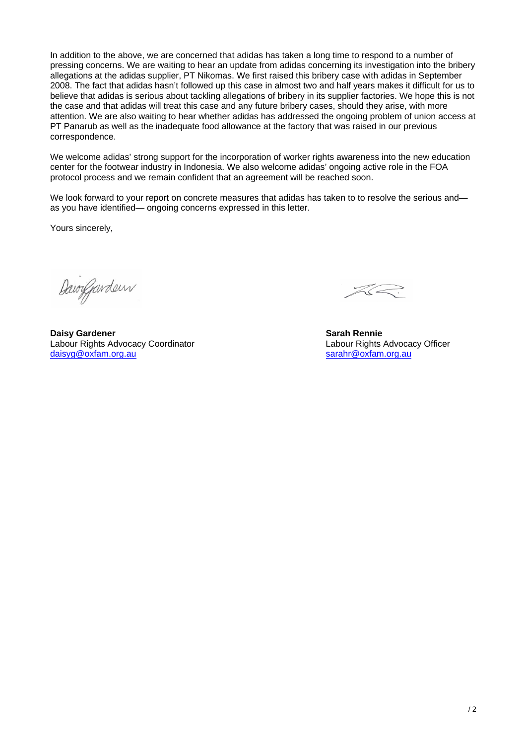In addition to the above, we are concerned that adidas has taken a long time to respond to a number of pressing concerns. We are waiting to hear an update from adidas concerning its investigation into the bribery allegations at the adidas supplier, PT Nikomas. We first raised this bribery case with adidas in September 2008. The fact that adidas hasn't followed up this case in almost two and half years makes it difficult for us to believe that adidas is serious about tackling allegations of bribery in its supplier factories. We hope this is not the case and that adidas will treat this case and any future bribery cases, should they arise, with more attention. We are also waiting to hear whether adidas has addressed the ongoing problem of union access at PT Panarub as well as the inadequate food allowance at the factory that was raised in our previous correspondence.

We welcome adidas' strong support for the incorporation of worker rights awareness into the new education center for the footwear industry in Indonesia. We also welcome adidas' ongoing active role in the FOA protocol process and we remain confident that an agreement will be reached soon.

We look forward to your report on concrete measures that adidas has taken to to resolve the serious and—as you have identified— ongoing concerns expressed in this letter.

Yours sincerely,

**Daisy Gardener**
Labour Rights Advocacy Coordinator
daisyg@oxfam.org.au

**Sarah Rennie**
Labour Rights Advocacy Officer
sarahr@oxfam.org.au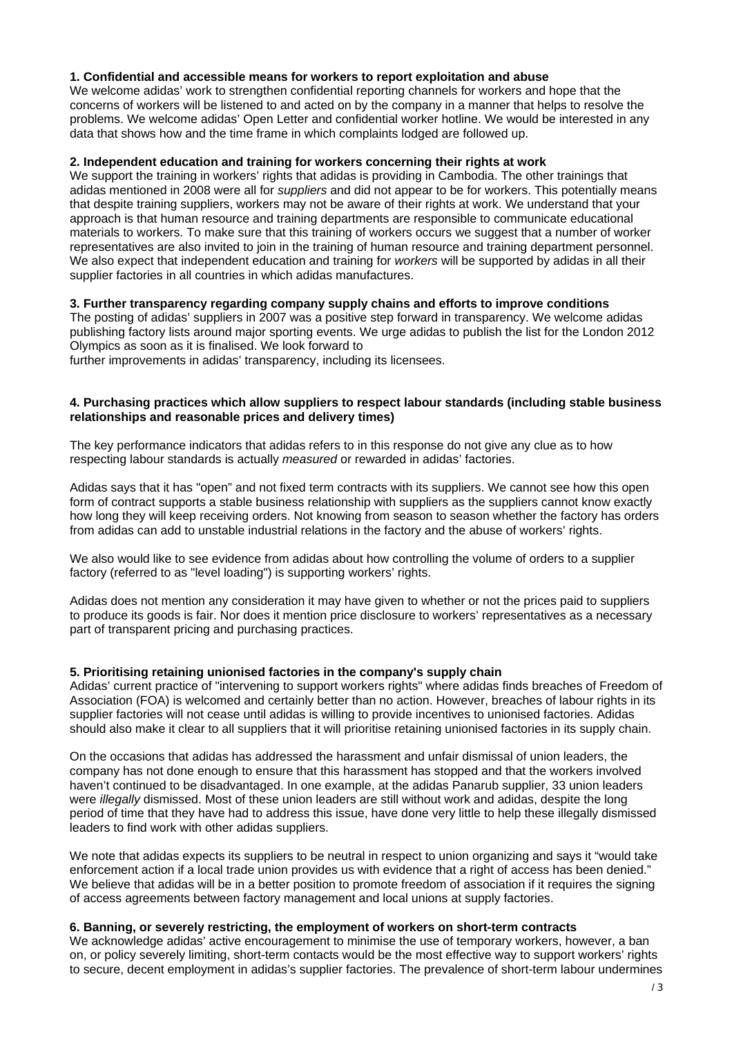**1. Confidential and accessible means for workers to report exploitation and abuse**
We welcome adidas' work to strengthen confidential reporting channels for workers and hope that the concerns of workers will be listened to and acted on by the company in a manner that helps to resolve the problems. We welcome adidas' Open Letter and confidential worker hotline. We would be interested in any data that shows how and the time frame in which complaints lodged are followed up.

**2. Independent education and training for workers concerning their rights at work**
We support the training in workers' rights that adidas is providing in Cambodia. The other trainings that adidas mentioned in 2008 were all for *suppliers* and did not appear to be for workers. This potentially means that despite training suppliers, workers may not be aware of their rights at work. We understand that your approach is that human resource and training departments are responsible to communicate educational materials to workers. To make sure that this training of workers occurs we suggest that a number of worker representatives are also invited to join in the training of human resource and training department personnel. We also expect that independent education and training for *workers* will be supported by adidas in all their supplier factories in all countries in which adidas manufactures.

**3. Further transparency regarding company supply chains and efforts to improve conditions**
The posting of adidas' suppliers in 2007 was a positive step forward in transparency. We welcome adidas publishing factory lists around major sporting events. We urge adidas to publish the list for the London 2012 Olympics as soon as it is finalised. We look forward to
further improvements in adidas' transparency, including its licensees.

**4. Purchasing practices which allow suppliers to respect labour standards (including stable business relationships and reasonable prices and delivery times)**

The key performance indicators that adidas refers to in this response do not give any clue as to how respecting labour standards is actually *measured* or rewarded in adidas' factories.

Adidas says that it has "open" and not fixed term contracts with its suppliers. We cannot see how this open form of contract supports a stable business relationship with suppliers as the suppliers cannot know exactly how long they will keep receiving orders. Not knowing from season to season whether the factory has orders from adidas can add to unstable industrial relations in the factory and the abuse of workers' rights.

We also would like to see evidence from adidas about how controlling the volume of orders to a supplier factory (referred to as "level loading") is supporting workers' rights.

Adidas does not mention any consideration it may have given to whether or not the prices paid to suppliers to produce its goods is fair. Nor does it mention price disclosure to workers' representatives as a necessary part of transparent pricing and purchasing practices.

**5. Prioritising retaining unionised factories in the company's supply chain**
Adidas' current practice of "intervening to support workers rights" where adidas finds breaches of Freedom of Association (FOA) is welcomed and certainly better than no action. However, breaches of labour rights in its supplier factories will not cease until adidas is willing to provide incentives to unionised factories. Adidas should also make it clear to all suppliers that it will prioritise retaining unionised factories in its supply chain.

On the occasions that adidas has addressed the harassment and unfair dismissal of union leaders, the company has not done enough to ensure that this harassment has stopped and that the workers involved haven't continued to be disadvantaged. In one example, at the adidas Panarub supplier, 33 union leaders were *illegally* dismissed. Most of these union leaders are still without work and adidas, despite the long period of time that they have had to address this issue, have done very little to help these illegally dismissed leaders to find work with other adidas suppliers.

We note that adidas expects its suppliers to be neutral in respect to union organizing and says it "would take enforcement action if a local trade union provides us with evidence that a right of access has been denied." We believe that adidas will be in a better position to promote freedom of association if it requires the signing of access agreements between factory management and local unions at supply factories.

**6. Banning, or severely restricting, the employment of workers on short-term contracts**
We acknowledge adidas' active encouragement to minimise the use of temporary workers, however, a ban on, or policy severely limiting, short-term contacts would be the most effective way to support workers' rights to secure, decent employment in adidas's supplier factories. The prevalence of short-term labour undermines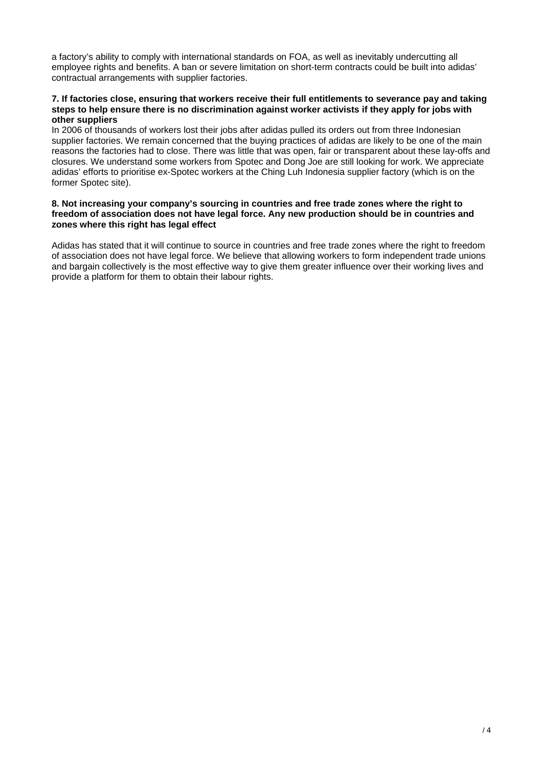a factory's ability to comply with international standards on FOA, as well as inevitably undercutting all employee rights and benefits. A ban or severe limitation on short-term contracts could be built into adidas' contractual arrangements with supplier factories.

**7. If factories close, ensuring that workers receive their full entitlements to severance pay and taking steps to help ensure there is no discrimination against worker activists if they apply for jobs with other suppliers**

In 2006 of thousands of workers lost their jobs after adidas pulled its orders out from three Indonesian supplier factories. We remain concerned that the buying practices of adidas are likely to be one of the main reasons the factories had to close. There was little that was open, fair or transparent about these lay-offs and closures. We understand some workers from Spotec and Dong Joe are still looking for work. We appreciate adidas' efforts to prioritise ex-Spotec workers at the Ching Luh Indonesia supplier factory (which is on the former Spotec site).

**8. Not increasing your company's sourcing in countries and free trade zones where the right to freedom of association does not have legal force. Any new production should be in countries and zones where this right has legal effect**

Adidas has stated that it will continue to source in countries and free trade zones where the right to freedom of association does not have legal force. We believe that allowing workers to form independent trade unions and bargain collectively is the most effective way to give them greater influence over their working lives and provide a platform for them to obtain their labour rights.